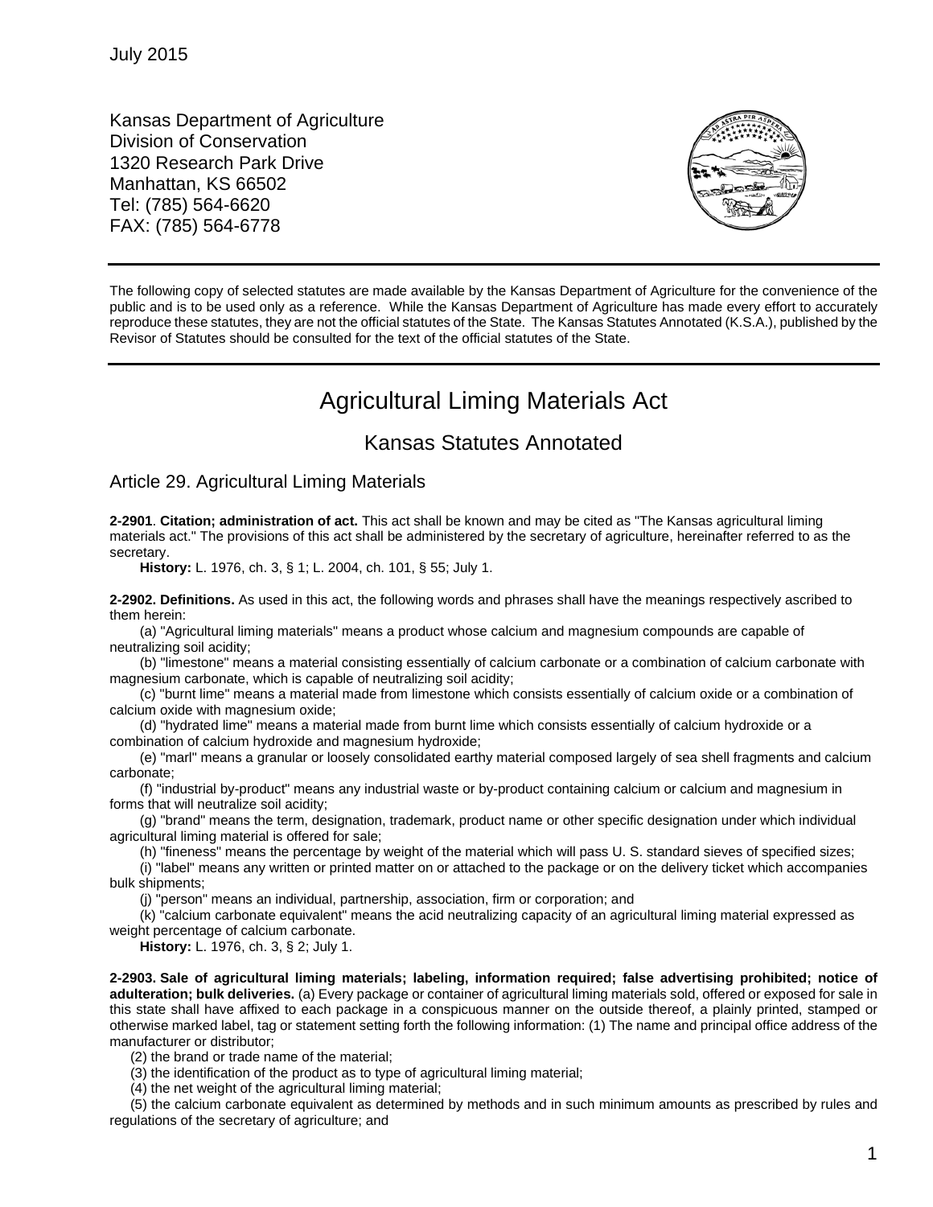July 2015

Kansas Department of Agriculture
Division of Conservation
1320 Research Park Drive
Manhattan, KS 66502
Tel: (785) 564-6620
FAX: (785) 564-6778

---

The following copy of selected statutes are made available by the Kansas Department of Agriculture for the convenience of the public and is to be used only as a reference. While the Kansas Department of Agriculture has made every effort to accurately reproduce these statutes, they are not the official statutes of the State. The Kansas Statutes Annotated (K.S.A.), published by the Revisor of Statutes should be consulted for the text of the official statutes of the State.

---

# Agricultural Liming Materials Act

## Kansas Statutes Annotated

### Article 29. Agricultural Liming Materials

**2-2901**. **Citation; administration of act.** This act shall be known and may be cited as "The Kansas agricultural liming materials act." The provisions of this act shall be administered by the secretary of agriculture, hereinafter referred to as the secretary.

**History:** L. 1976, ch. 3, § 1; L. 2004, ch. 101, § 55; July 1.

**2-2902. Definitions.** As used in this act, the following words and phrases shall have the meanings respectively ascribed to them herein:

(a) "Agricultural liming materials" means a product whose calcium and magnesium compounds are capable of neutralizing soil acidity;

(b) "limestone" means a material consisting essentially of calcium carbonate or a combination of calcium carbonate with magnesium carbonate, which is capable of neutralizing soil acidity;

(c) "burnt lime" means a material made from limestone which consists essentially of calcium oxide or a combination of calcium oxide with magnesium oxide;

(d) "hydrated lime" means a material made from burnt lime which consists essentially of calcium hydroxide or a combination of calcium hydroxide and magnesium hydroxide;

(e) "marl" means a granular or loosely consolidated earthy material composed largely of sea shell fragments and calcium carbonate;

(f) "industrial by-product" means any industrial waste or by-product containing calcium or calcium and magnesium in forms that will neutralize soil acidity;

(g) "brand" means the term, designation, trademark, product name or other specific designation under which individual agricultural liming material is offered for sale;

(h) "fineness" means the percentage by weight of the material which will pass U. S. standard sieves of specified sizes;

(i) "label" means any written or printed matter on or attached to the package or on the delivery ticket which accompanies bulk shipments;

(j) "person" means an individual, partnership, association, firm or corporation; and

(k) "calcium carbonate equivalent" means the acid neutralizing capacity of an agricultural liming material expressed as weight percentage of calcium carbonate.

**History:** L. 1976, ch. 3, § 2; July 1.

**2-2903. Sale of agricultural liming materials; labeling, information required; false advertising prohibited; notice of adulteration; bulk deliveries.** (a) Every package or container of agricultural liming materials sold, offered or exposed for sale in this state shall have affixed to each package in a conspicuous manner on the outside thereof, a plainly printed, stamped or otherwise marked label, tag or statement setting forth the following information: (1) The name and principal office address of the manufacturer or distributor;

(2) the brand or trade name of the material;

(3) the identification of the product as to type of agricultural liming material;

(4) the net weight of the agricultural liming material;

(5) the calcium carbonate equivalent as determined by methods and in such minimum amounts as prescribed by rules and regulations of the secretary of agriculture; and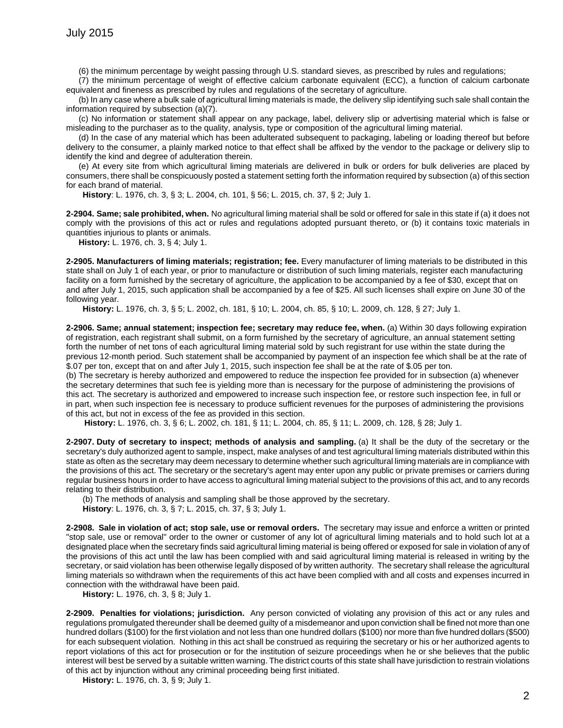(6) the minimum percentage by weight passing through U.S. standard sieves, as prescribed by rules and regulations;

(7) the minimum percentage of weight of effective calcium carbonate equivalent (ECC), a function of calcium carbonate equivalent and fineness as prescribed by rules and regulations of the secretary of agriculture.

(b) In any case where a bulk sale of agricultural liming materials is made, the delivery slip identifying such sale shall contain the information required by subsection (a)(7).

(c) No information or statement shall appear on any package, label, delivery slip or advertising material which is false or misleading to the purchaser as to the quality, analysis, type or composition of the agricultural liming material.

(d) In the case of any material which has been adulterated subsequent to packaging, labeling or loading thereof but before delivery to the consumer, a plainly marked notice to that effect shall be affixed by the vendor to the package or delivery slip to identify the kind and degree of adulteration therein.

(e) At every site from which agricultural liming materials are delivered in bulk or orders for bulk deliveries are placed by consumers, there shall be conspicuously posted a statement setting forth the information required by subsection (a) of this section for each brand of material.

**History**: L. 1976, ch. 3, § 3; L. 2004, ch. 101, § 56; L. 2015, ch. 37, § 2; July 1.

**2-2904. Same; sale prohibited, when.** No agricultural liming material shall be sold or offered for sale in this state if (a) it does not comply with the provisions of this act or rules and regulations adopted pursuant thereto, or (b) it contains toxic materials in quantities injurious to plants or animals.

**History:** L. 1976, ch. 3, § 4; July 1.

**2-2905. Manufacturers of liming materials; registration; fee.** Every manufacturer of liming materials to be distributed in this state shall on July 1 of each year, or prior to manufacture or distribution of such liming materials, register each manufacturing facility on a form furnished by the secretary of agriculture, the application to be accompanied by a fee of $30, except that on and after July 1, 2015, such application shall be accompanied by a fee of $25. All such licenses shall expire on June 30 of the following year.

**History:** L. 1976, ch. 3, § 5; L. 2002, ch. 181, § 10; L. 2004, ch. 85, § 10; L. 2009, ch. 128, § 27; July 1.

**2-2906. Same; annual statement; inspection fee; secretary may reduce fee, when.** (a) Within 30 days following expiration of registration, each registrant shall submit, on a form furnished by the secretary of agriculture, an annual statement setting forth the number of net tons of each agricultural liming material sold by such registrant for use within the state during the previous 12-month period. Such statement shall be accompanied by payment of an inspection fee which shall be at the rate of $.07 per ton, except that on and after July 1, 2015, such inspection fee shall be at the rate of $.05 per ton.

(b) The secretary is hereby authorized and empowered to reduce the inspection fee provided for in subsection (a) whenever the secretary determines that such fee is yielding more than is necessary for the purpose of administering the provisions of this act. The secretary is authorized and empowered to increase such inspection fee, or restore such inspection fee, in full or in part, when such inspection fee is necessary to produce sufficient revenues for the purposes of administering the provisions of this act, but not in excess of the fee as provided in this section.

**History:** L. 1976, ch. 3, § 6; L. 2002, ch. 181, § 11; L. 2004, ch. 85, § 11; L. 2009, ch. 128, § 28; July 1.

**2-2907. Duty of secretary to inspect; methods of analysis and sampling.** (a) It shall be the duty of the secretary or the secretary's duly authorized agent to sample, inspect, make analyses of and test agricultural liming materials distributed within this state as often as the secretary may deem necessary to determine whether such agricultural liming materials are in compliance with the provisions of this act. The secretary or the secretary's agent may enter upon any public or private premises or carriers during regular business hours in order to have access to agricultural liming material subject to the provisions of this act, and to any records relating to their distribution.

(b) The methods of analysis and sampling shall be those approved by the secretary.

**History**: L. 1976, ch. 3, § 7; L. 2015, ch. 37, § 3; July 1.

**2-2908. Sale in violation of act; stop sale, use or removal orders.** The secretary may issue and enforce a written or printed "stop sale, use or removal" order to the owner or customer of any lot of agricultural liming materials and to hold such lot at a designated place when the secretary finds said agricultural liming material is being offered or exposed for sale in violation of any of the provisions of this act until the law has been complied with and said agricultural liming material is released in writing by the secretary, or said violation has been otherwise legally disposed of by written authority. The secretary shall release the agricultural liming materials so withdrawn when the requirements of this act have been complied with and all costs and expenses incurred in connection with the withdrawal have been paid.

**History:** L. 1976, ch. 3, § 8; July 1.

**2-2909. Penalties for violations; jurisdiction.** Any person convicted of violating any provision of this act or any rules and regulations promulgated thereunder shall be deemed guilty of a misdemeanor and upon conviction shall be fined not more than one hundred dollars ($100) for the first violation and not less than one hundred dollars ($100) nor more than five hundred dollars ($500) for each subsequent violation. Nothing in this act shall be construed as requiring the secretary or his or her authorized agents to report violations of this act for prosecution or for the institution of seizure proceedings when he or she believes that the public interest will best be served by a suitable written warning. The district courts of this state shall have jurisdiction to restrain violations of this act by injunction without any criminal proceeding being first initiated.

**History:** L. 1976, ch. 3, § 9; July 1.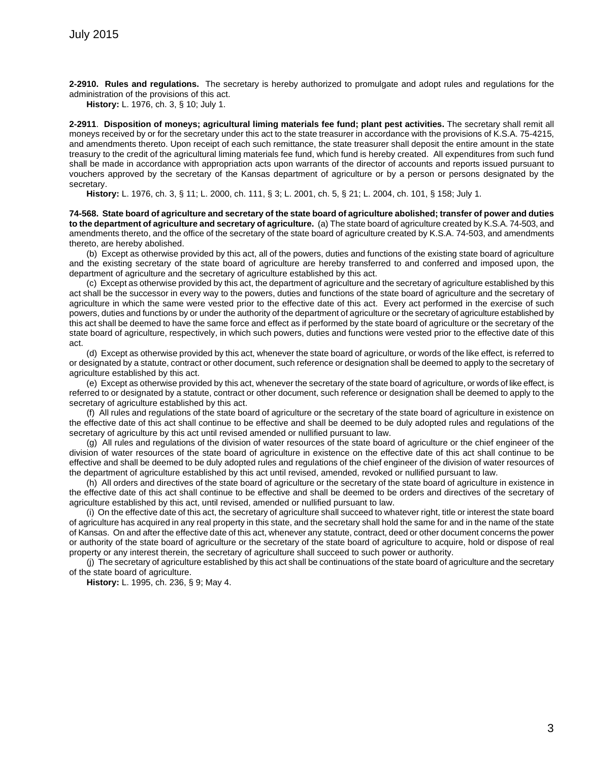**2-2910. Rules and regulations.** The secretary is hereby authorized to promulgate and adopt rules and regulations for the administration of the provisions of this act.

**History:** L. 1976, ch. 3, § 10; July 1.

**2-2911**. **Disposition of moneys; agricultural liming materials fee fund; plant pest activities.** The secretary shall remit all moneys received by or for the secretary under this act to the state treasurer in accordance with the provisions of K.S.A. 75-4215, and amendments thereto. Upon receipt of each such remittance, the state treasurer shall deposit the entire amount in the state treasury to the credit of the agricultural liming materials fee fund, which fund is hereby created. All expenditures from such fund shall be made in accordance with appropriation acts upon warrants of the director of accounts and reports issued pursuant to vouchers approved by the secretary of the Kansas department of agriculture or by a person or persons designated by the secretary.

**History:** L. 1976, ch. 3, § 11; L. 2000, ch. 111, § 3; L. 2001, ch. 5, § 21; L. 2004, ch. 101, § 158; July 1.

**74-568. State board of agriculture and secretary of the state board of agriculture abolished; transfer of power and duties to the department of agriculture and secretary of agriculture.** (a) The state board of agriculture created by K.S.A. 74-503, and amendments thereto, and the office of the secretary of the state board of agriculture created by K.S.A. 74-503, and amendments thereto, are hereby abolished.

(b) Except as otherwise provided by this act, all of the powers, duties and functions of the existing state board of agriculture and the existing secretary of the state board of agriculture are hereby transferred to and conferred and imposed upon, the department of agriculture and the secretary of agriculture established by this act.

(c) Except as otherwise provided by this act, the department of agriculture and the secretary of agriculture established by this act shall be the successor in every way to the powers, duties and functions of the state board of agriculture and the secretary of agriculture in which the same were vested prior to the effective date of this act. Every act performed in the exercise of such powers, duties and functions by or under the authority of the department of agriculture or the secretary of agriculture established by this act shall be deemed to have the same force and effect as if performed by the state board of agriculture or the secretary of the state board of agriculture, respectively, in which such powers, duties and functions were vested prior to the effective date of this act.

(d) Except as otherwise provided by this act, whenever the state board of agriculture, or words of the like effect, is referred to or designated by a statute, contract or other document, such reference or designation shall be deemed to apply to the secretary of agriculture established by this act.

(e) Except as otherwise provided by this act, whenever the secretary of the state board of agriculture, or words of like effect, is referred to or designated by a statute, contract or other document, such reference or designation shall be deemed to apply to the secretary of agriculture established by this act.

(f) All rules and regulations of the state board of agriculture or the secretary of the state board of agriculture in existence on the effective date of this act shall continue to be effective and shall be deemed to be duly adopted rules and regulations of the secretary of agriculture by this act until revised amended or nullified pursuant to law.

(g) All rules and regulations of the division of water resources of the state board of agriculture or the chief engineer of the division of water resources of the state board of agriculture in existence on the effective date of this act shall continue to be effective and shall be deemed to be duly adopted rules and regulations of the chief engineer of the division of water resources of the department of agriculture established by this act until revised, amended, revoked or nullified pursuant to law.

(h) All orders and directives of the state board of agriculture or the secretary of the state board of agriculture in existence in the effective date of this act shall continue to be effective and shall be deemed to be orders and directives of the secretary of agriculture established by this act, until revised, amended or nullified pursuant to law.

(i) On the effective date of this act, the secretary of agriculture shall succeed to whatever right, title or interest the state board of agriculture has acquired in any real property in this state, and the secretary shall hold the same for and in the name of the state of Kansas. On and after the effective date of this act, whenever any statute, contract, deed or other document concerns the power or authority of the state board of agriculture or the secretary of the state board of agriculture to acquire, hold or dispose of real property or any interest therein, the secretary of agriculture shall succeed to such power or authority.

(j) The secretary of agriculture established by this act shall be continuations of the state board of agriculture and the secretary of the state board of agriculture.

**History:** L. 1995, ch. 236, § 9; May 4.